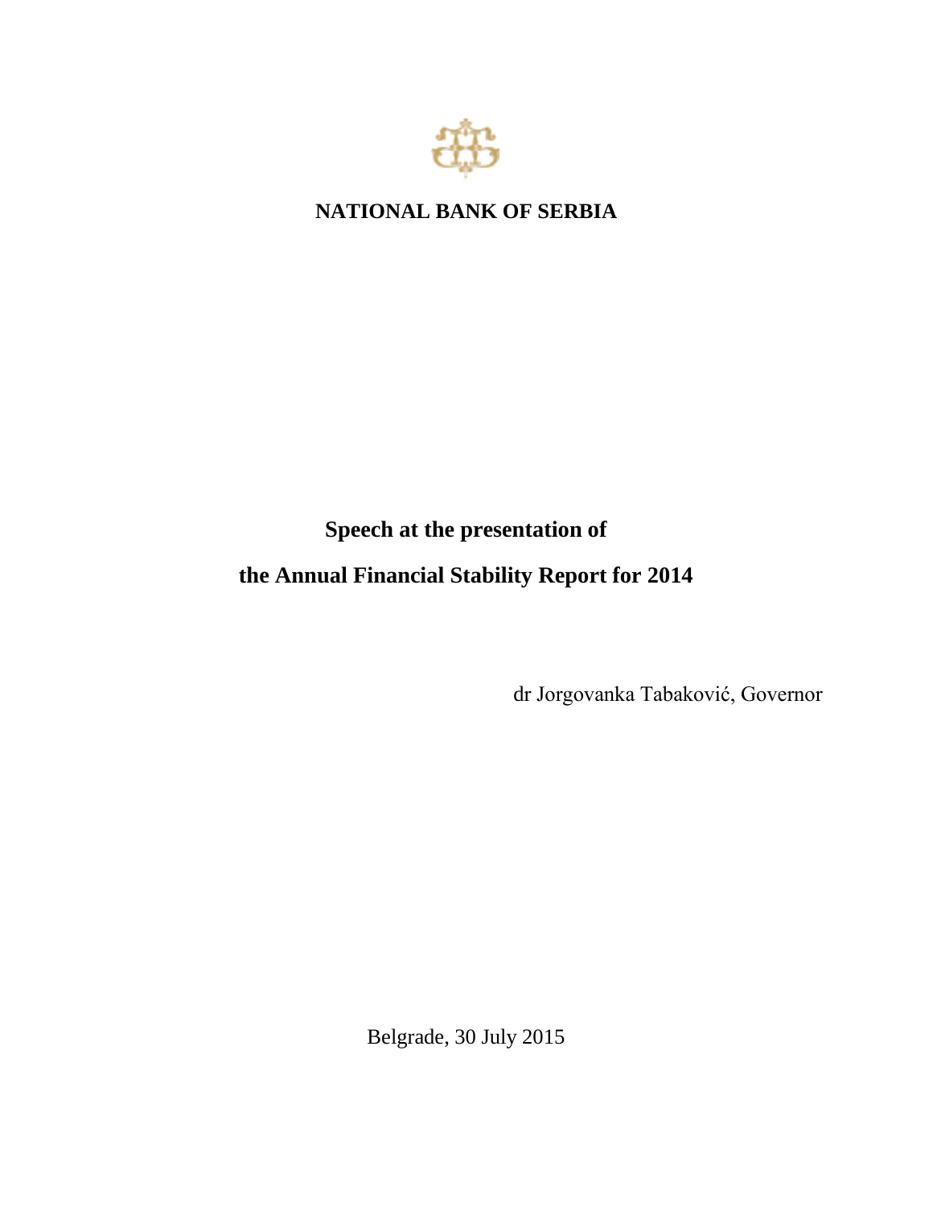**NATIONAL BANK OF SERBIA**

# Speech at the presentation of the Annual Financial Stability Report for 2014

dr Jorgovanka Tabaković, Governor

Belgrade, 30 July 2015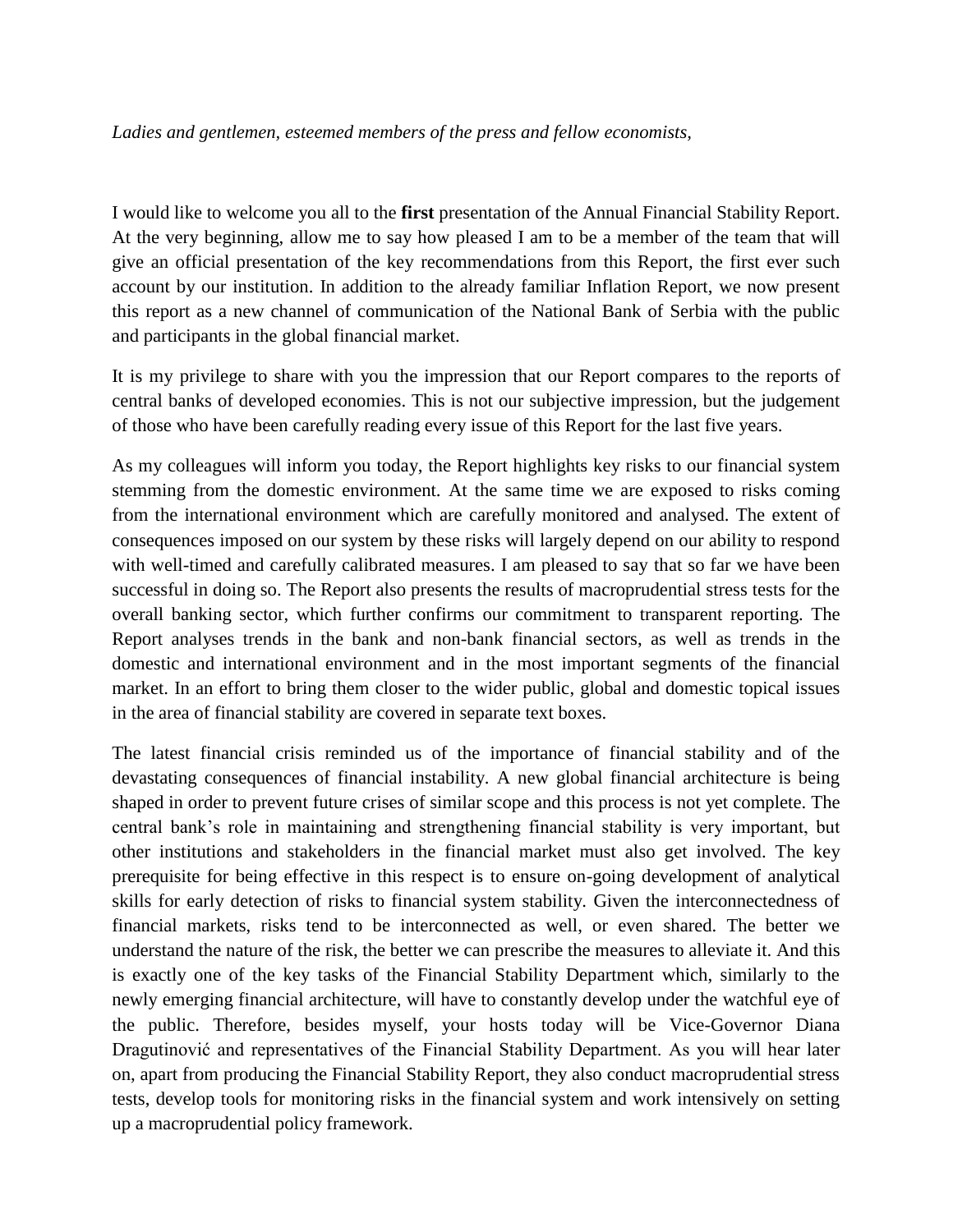*Ladies and gentlemen, esteemed members of the press and fellow economists,*

I would like to welcome you all to the **first** presentation of the Annual Financial Stability Report. At the very beginning, allow me to say how pleased I am to be a member of the team that will give an official presentation of the key recommendations from this Report, the first ever such account by our institution. In addition to the already familiar Inflation Report, we now present this report as a new channel of communication of the National Bank of Serbia with the public and participants in the global financial market.

It is my privilege to share with you the impression that our Report compares to the reports of central banks of developed economies. This is not our subjective impression, but the judgement of those who have been carefully reading every issue of this Report for the last five years.

As my colleagues will inform you today, the Report highlights key risks to our financial system stemming from the domestic environment. At the same time we are exposed to risks coming from the international environment which are carefully monitored and analysed. The extent of consequences imposed on our system by these risks will largely depend on our ability to respond with well-timed and carefully calibrated measures. I am pleased to say that so far we have been successful in doing so. The Report also presents the results of macroprudential stress tests for the overall banking sector, which further confirms our commitment to transparent reporting. The Report analyses trends in the bank and non-bank financial sectors, as well as trends in the domestic and international environment and in the most important segments of the financial market. In an effort to bring them closer to the wider public, global and domestic topical issues in the area of financial stability are covered in separate text boxes.

The latest financial crisis reminded us of the importance of financial stability and of the devastating consequences of financial instability. A new global financial architecture is being shaped in order to prevent future crises of similar scope and this process is not yet complete. The central bank's role in maintaining and strengthening financial stability is very important, but other institutions and stakeholders in the financial market must also get involved. The key prerequisite for being effective in this respect is to ensure on-going development of analytical skills for early detection of risks to financial system stability. Given the interconnectedness of financial markets, risks tend to be interconnected as well, or even shared. The better we understand the nature of the risk, the better we can prescribe the measures to alleviate it. And this is exactly one of the key tasks of the Financial Stability Department which, similarly to the newly emerging financial architecture, will have to constantly develop under the watchful eye of the public. Therefore, besides myself, your hosts today will be Vice-Governor Diana Dragutinović and representatives of the Financial Stability Department. As you will hear later on, apart from producing the Financial Stability Report, they also conduct macroprudential stress tests, develop tools for monitoring risks in the financial system and work intensively on setting up a macroprudential policy framework.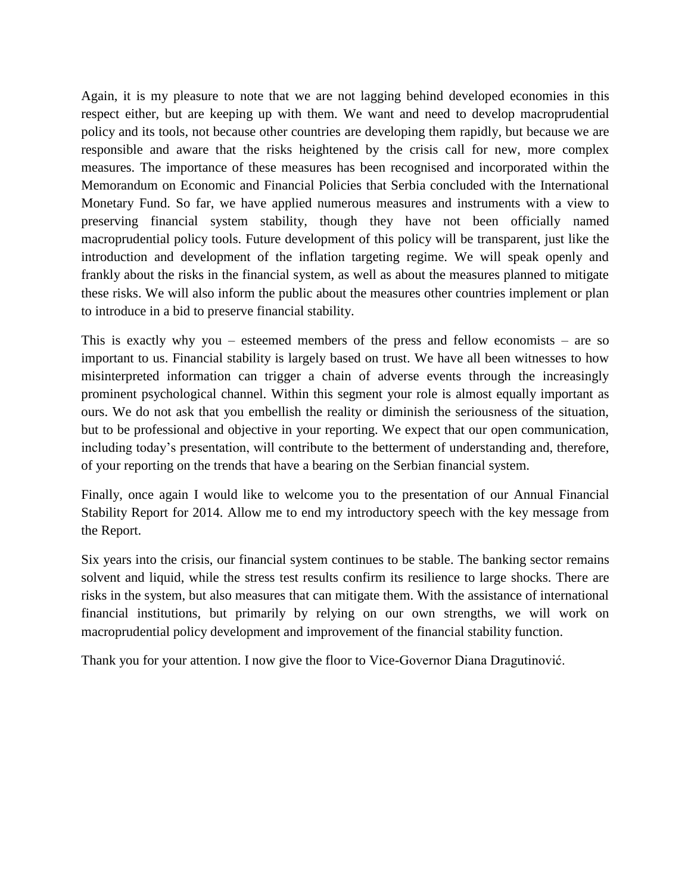Again, it is my pleasure to note that we are not lagging behind developed economies in this respect either, but are keeping up with them. We want and need to develop macroprudential policy and its tools, not because other countries are developing them rapidly, but because we are responsible and aware that the risks heightened by the crisis call for new, more complex measures. The importance of these measures has been recognised and incorporated within the Memorandum on Economic and Financial Policies that Serbia concluded with the International Monetary Fund. So far, we have applied numerous measures and instruments with a view to preserving financial system stability, though they have not been officially named macroprudential policy tools. Future development of this policy will be transparent, just like the introduction and development of the inflation targeting regime. We will speak openly and frankly about the risks in the financial system, as well as about the measures planned to mitigate these risks. We will also inform the public about the measures other countries implement or plan to introduce in a bid to preserve financial stability.

This is exactly why you – esteemed members of the press and fellow economists – are so important to us. Financial stability is largely based on trust. We have all been witnesses to how misinterpreted information can trigger a chain of adverse events through the increasingly prominent psychological channel. Within this segment your role is almost equally important as ours. We do not ask that you embellish the reality or diminish the seriousness of the situation, but to be professional and objective in your reporting. We expect that our open communication, including today's presentation, will contribute to the betterment of understanding and, therefore, of your reporting on the trends that have a bearing on the Serbian financial system.

Finally, once again I would like to welcome you to the presentation of our Annual Financial Stability Report for 2014. Allow me to end my introductory speech with the key message from the Report.

Six years into the crisis, our financial system continues to be stable. The banking sector remains solvent and liquid, while the stress test results confirm its resilience to large shocks. There are risks in the system, but also measures that can mitigate them. With the assistance of international financial institutions, but primarily by relying on our own strengths, we will work on macroprudential policy development and improvement of the financial stability function.

Thank you for your attention. I now give the floor to Vice-Governor Diana Dragutinović.